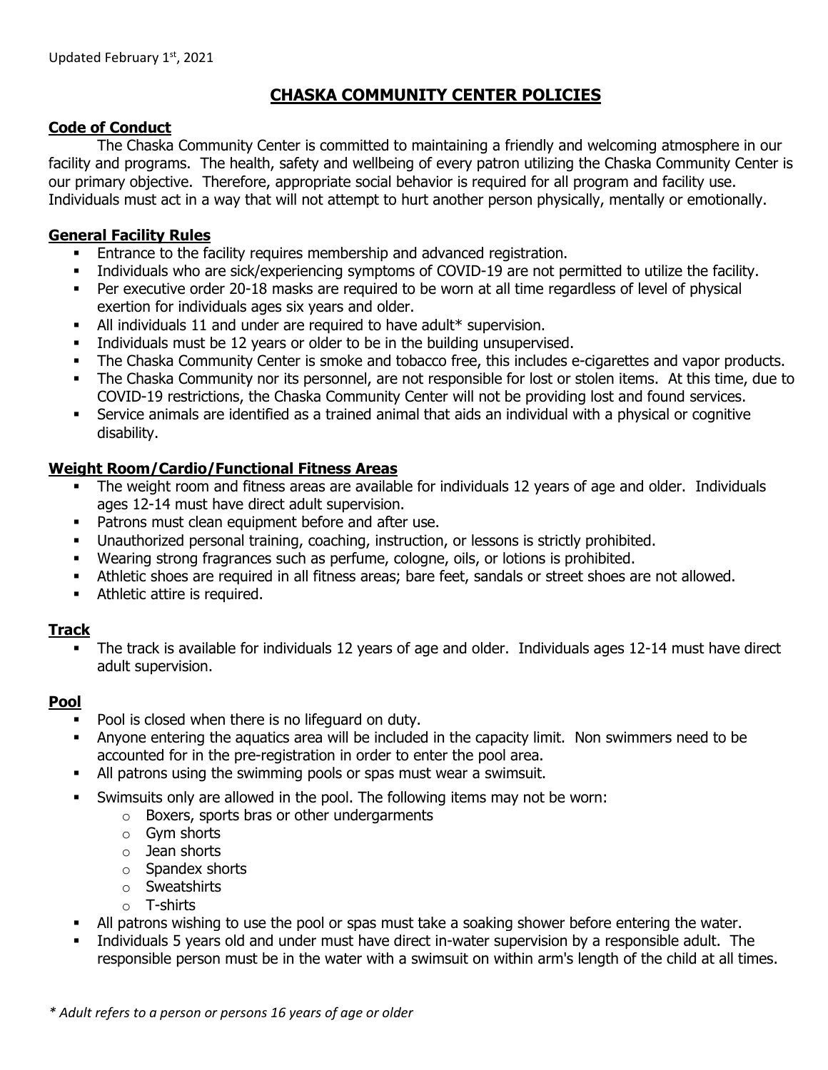Updated February 1st, 2021

# CHASKA COMMUNITY CENTER POLICIES

## Code of Conduct

The Chaska Community Center is committed to maintaining a friendly and welcoming atmosphere in our facility and programs. The health, safety and wellbeing of every patron utilizing the Chaska Community Center is our primary objective. Therefore, appropriate social behavior is required for all program and facility use. Individuals must act in a way that will not attempt to hurt another person physically, mentally or emotionally.

## General Facility Rules

- Entrance to the facility requires membership and advanced registration.
- Individuals who are sick/experiencing symptoms of COVID-19 are not permitted to utilize the facility.
- Per executive order 20-18 masks are required to be worn at all time regardless of level of physical exertion for individuals ages six years and older.
- All individuals 11 and under are required to have adult* supervision.
- Individuals must be 12 years or older to be in the building unsupervised.
- The Chaska Community Center is smoke and tobacco free, this includes e-cigarettes and vapor products.
- The Chaska Community nor its personnel, are not responsible for lost or stolen items. At this time, due to COVID-19 restrictions, the Chaska Community Center will not be providing lost and found services.
- Service animals are identified as a trained animal that aids an individual with a physical or cognitive disability.

## Weight Room/Cardio/Functional Fitness Areas

- The weight room and fitness areas are available for individuals 12 years of age and older. Individuals ages 12-14 must have direct adult supervision.
- Patrons must clean equipment before and after use.
- Unauthorized personal training, coaching, instruction, or lessons is strictly prohibited.
- Wearing strong fragrances such as perfume, cologne, oils, or lotions is prohibited.
- Athletic shoes are required in all fitness areas; bare feet, sandals or street shoes are not allowed.
- Athletic attire is required.

## Track

- The track is available for individuals 12 years of age and older. Individuals ages 12-14 must have direct adult supervision.

## Pool

- Pool is closed when there is no lifeguard on duty.
- Anyone entering the aquatics area will be included in the capacity limit. Non swimmers need to be accounted for in the pre-registration in order to enter the pool area.
- All patrons using the swimming pools or spas must wear a swimsuit.
- Swimsuits only are allowed in the pool. The following items may not be worn:
  - Boxers, sports bras or other undergarments
  - Gym shorts
  - Jean shorts
  - Spandex shorts
  - Sweatshirts
  - T-shirts
- All patrons wishing to use the pool or spas must take a soaking shower before entering the water.
- Individuals 5 years old and under must have direct in-water supervision by a responsible adult. The responsible person must be in the water with a swimsuit on within arm's length of the child at all times.

*\* Adult refers to a person or persons 16 years of age or older*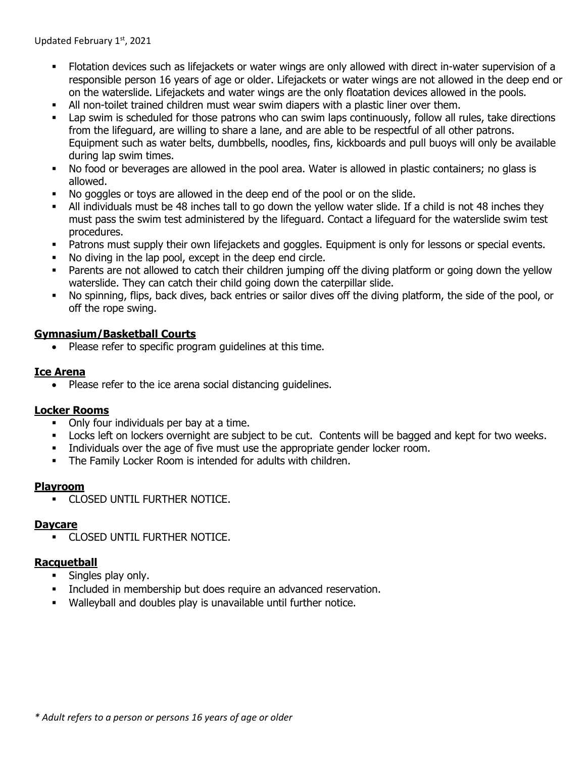Updated February 1st, 2021

- Flotation devices such as lifejackets or water wings are only allowed with direct in-water supervision of a responsible person 16 years of age or older. Lifejackets or water wings are not allowed in the deep end or on the waterslide. Lifejackets and water wings are the only floatation devices allowed in the pools.
- All non-toilet trained children must wear swim diapers with a plastic liner over them.
- Lap swim is scheduled for those patrons who can swim laps continuously, follow all rules, take directions from the lifeguard, are willing to share a lane, and are able to be respectful of all other patrons. Equipment such as water belts, dumbbells, noodles, fins, kickboards and pull buoys will only be available during lap swim times.
- No food or beverages are allowed in the pool area. Water is allowed in plastic containers; no glass is allowed.
- No goggles or toys are allowed in the deep end of the pool or on the slide.
- All individuals must be 48 inches tall to go down the yellow water slide. If a child is not 48 inches they must pass the swim test administered by the lifeguard. Contact a lifeguard for the waterslide swim test procedures.
- Patrons must supply their own lifejackets and goggles. Equipment is only for lessons or special events.
- No diving in the lap pool, except in the deep end circle.
- Parents are not allowed to catch their children jumping off the diving platform or going down the yellow waterslide. They can catch their child going down the caterpillar slide.
- No spinning, flips, back dives, back entries or sailor dives off the diving platform, the side of the pool, or off the rope swing.

## Gymnasium/Basketball Courts

- Please refer to specific program guidelines at this time.

## Ice Arena

- Please refer to the ice arena social distancing guidelines.

## Locker Rooms

- Only four individuals per bay at a time.
- Locks left on lockers overnight are subject to be cut. Contents will be bagged and kept for two weeks.
- Individuals over the age of five must use the appropriate gender locker room.
- The Family Locker Room is intended for adults with children.

## Playroom

- CLOSED UNTIL FURTHER NOTICE.

## Daycare

- CLOSED UNTIL FURTHER NOTICE.

## Racquetball

- Singles play only.
- Included in membership but does require an advanced reservation.
- Walleyball and doubles play is unavailable until further notice.

*\* Adult refers to a person or persons 16 years of age or older*